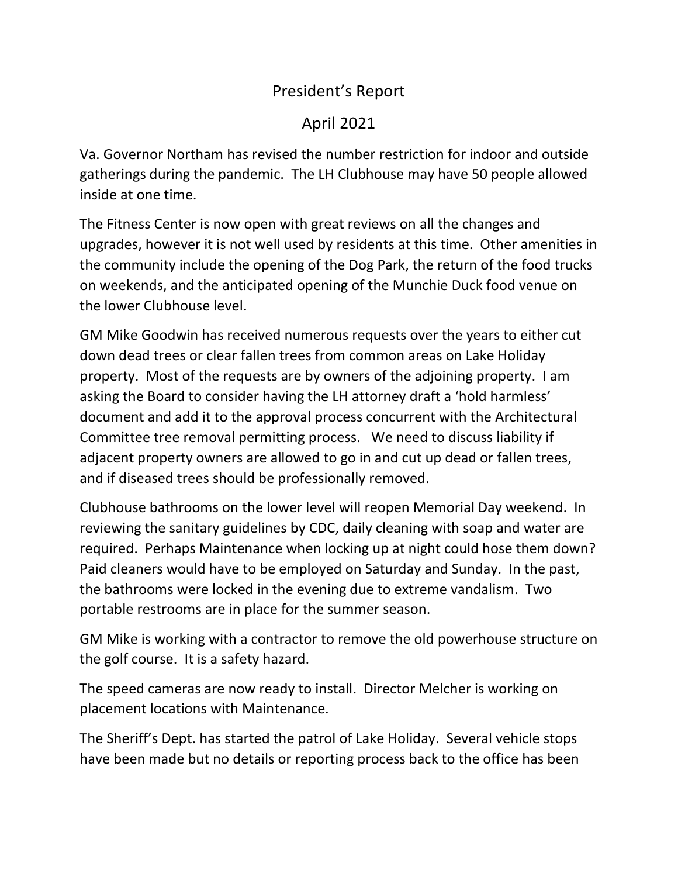# President's Report

## April 2021

Va. Governor Northam has revised the number restriction for indoor and outside gatherings during the pandemic. The LH Clubhouse may have 50 people allowed inside at one time.

The Fitness Center is now open with great reviews on all the changes and upgrades, however it is not well used by residents at this time. Other amenities in the community include the opening of the Dog Park, the return of the food trucks on weekends, and the anticipated opening of the Munchie Duck food venue on the lower Clubhouse level.

GM Mike Goodwin has received numerous requests over the years to either cut down dead trees or clear fallen trees from common areas on Lake Holiday property. Most of the requests are by owners of the adjoining property. I am asking the Board to consider having the LH attorney draft a 'hold harmless' document and add it to the approval process concurrent with the Architectural Committee tree removal permitting process. We need to discuss liability if adjacent property owners are allowed to go in and cut up dead or fallen trees, and if diseased trees should be professionally removed.

Clubhouse bathrooms on the lower level will reopen Memorial Day weekend. In reviewing the sanitary guidelines by CDC, daily cleaning with soap and water are required. Perhaps Maintenance when locking up at night could hose them down? Paid cleaners would have to be employed on Saturday and Sunday. In the past, the bathrooms were locked in the evening due to extreme vandalism. Two portable restrooms are in place for the summer season.

GM Mike is working with a contractor to remove the old powerhouse structure on the golf course. It is a safety hazard.

The speed cameras are now ready to install. Director Melcher is working on placement locations with Maintenance.

The Sheriff's Dept. has started the patrol of Lake Holiday. Several vehicle stops have been made but no details or reporting process back to the office has been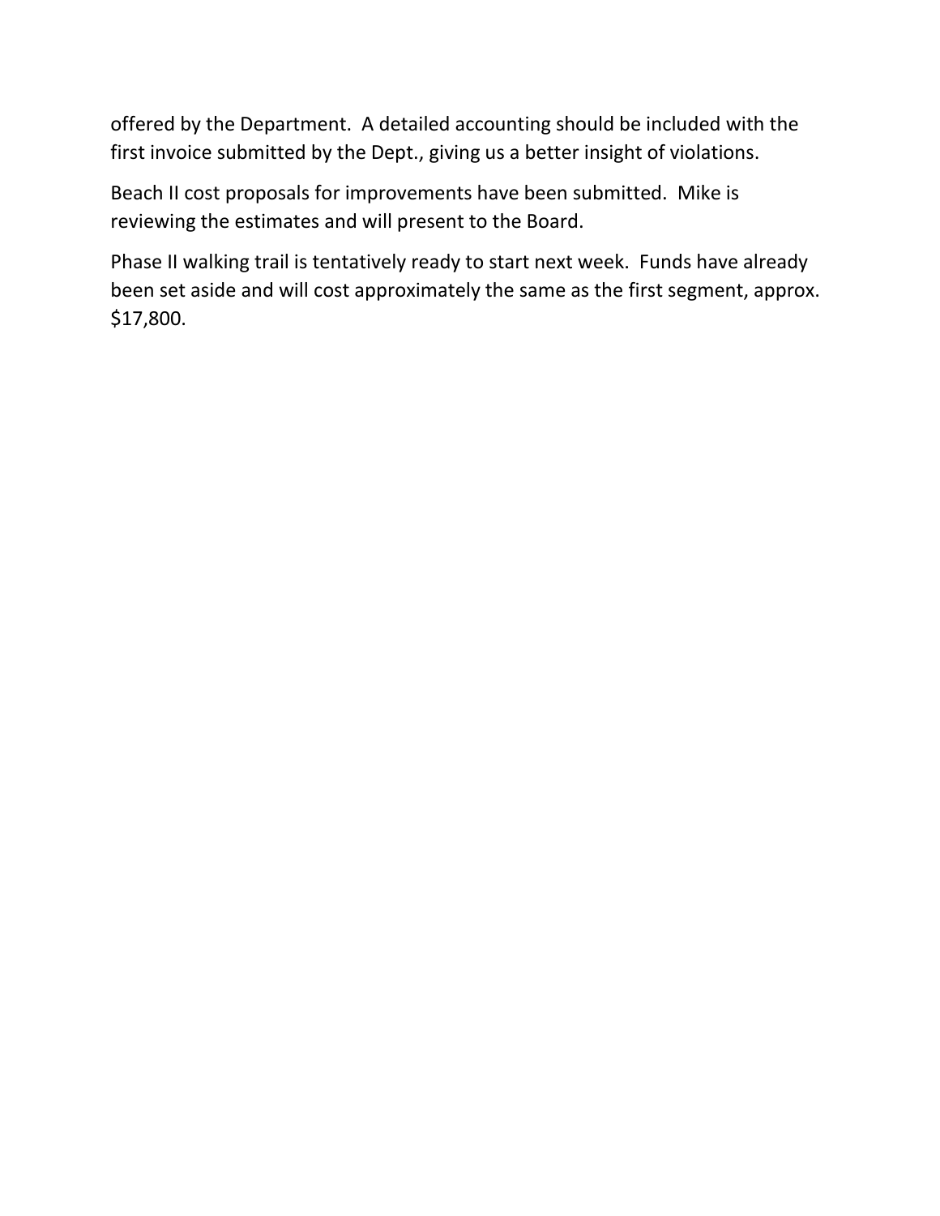offered by the Department. A detailed accounting should be included with the first invoice submitted by the Dept., giving us a better insight of violations.

Beach II cost proposals for improvements have been submitted. Mike is reviewing the estimates and will present to the Board.

Phase II walking trail is tentatively ready to start next week. Funds have already been set aside and will cost approximately the same as the first segment, approx. $17,800.